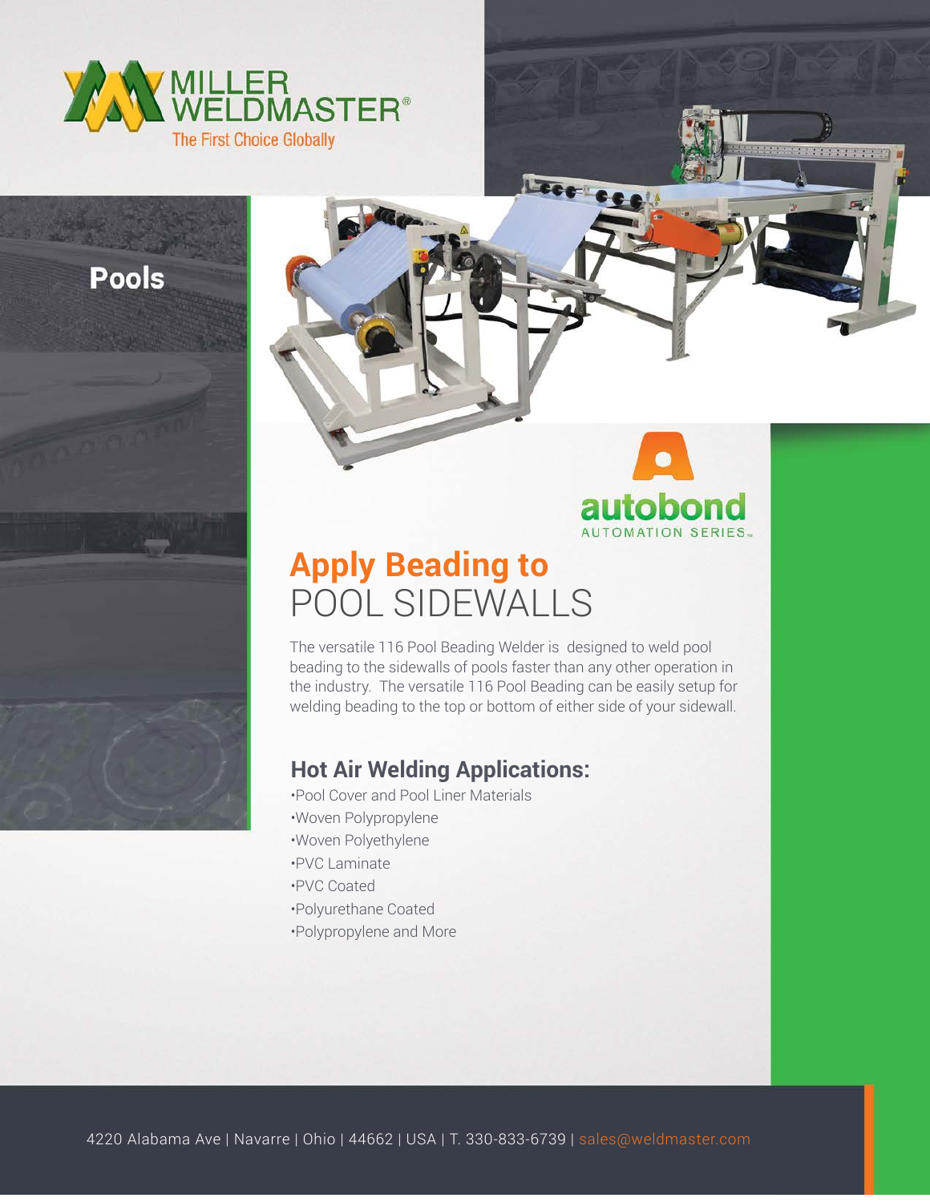MILLER WELDMASTER®

The First Choice Globally

**Pools**

autobond

AUTOMATION SERIES™

# Apply Beading to POOL SIDEWALLS

The versatile 116 Pool Beading Welder is designed to weld pool beading to the sidewalls of pools faster than any other operation in the industry. The versatile 116 Pool Beading can be easily setup for welding beading to the top or bottom of either side of your sidewall.

## Hot Air Welding Applications:

- Pool Cover and Pool Liner Materials
- Woven Polypropylene
- Woven Polyethylene
- PVC Laminate
- PVC Coated
- Polyurethane Coated
- Polypropylene and More

4220 Alabama Ave | Navarre | Ohio | 44662 | USA | T. 330-833-6739 | sales@weldmaster.com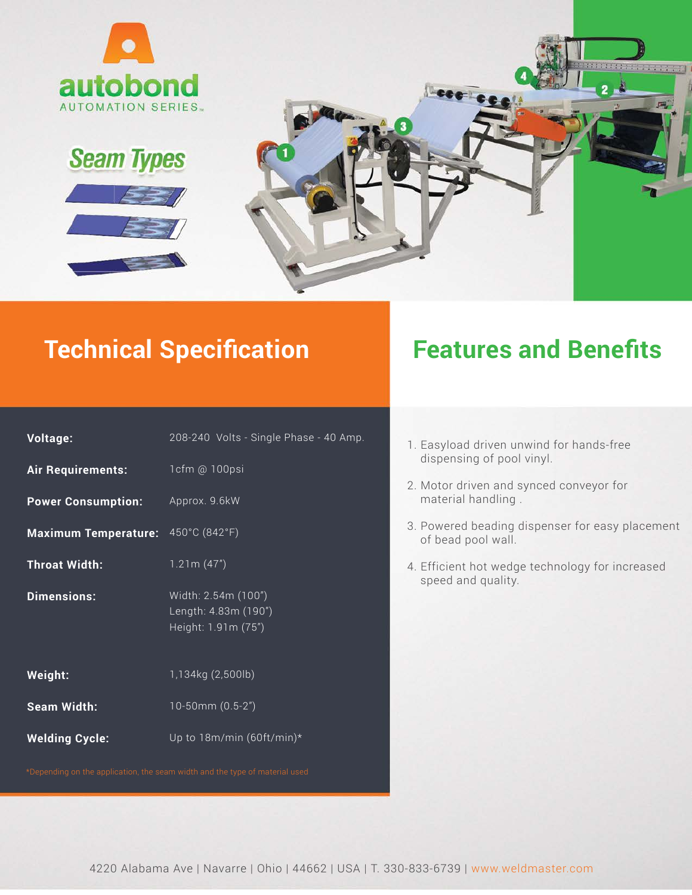autobond

AUTOMATION SERIES™

Seam Types

## Technical Specification

| | |
|---|---|
| **Voltage:** | 208-240 Volts - Single Phase - 40 Amp. |
| **Air Requirements:** | 1cfm @ 100psi |
| **Power Consumption:** | Approx. 9.6kW |
| **Maximum Temperature:** | 450°C (842°F) |
| **Throat Width:** | 1.21m (47") |
| **Dimensions:** | Width: 2.54m (100")<br>Length: 4.83m (190")<br>Height: 1.91m (75") |
| **Weight:** | 1,134kg (2,500lb) |
| **Seam Width:** | 10-50mm (0.5-2") |
| **Welding Cycle:** | Up to 18m/min (60ft/min)* |

*Depending on the application, the seam width and the type of material used

## Features and Benefits

1. Easyload driven unwind for hands-free dispensing of pool vinyl.
2. Motor driven and synced conveyor for material handling .
3. Powered beading dispenser for easy placement of bead pool wall.
4. Efficient hot wedge technology for increased speed and quality.

4220 Alabama Ave | Navarre | Ohio | 44662 | USA | T. 330-833-6739 | www.weldmaster.com